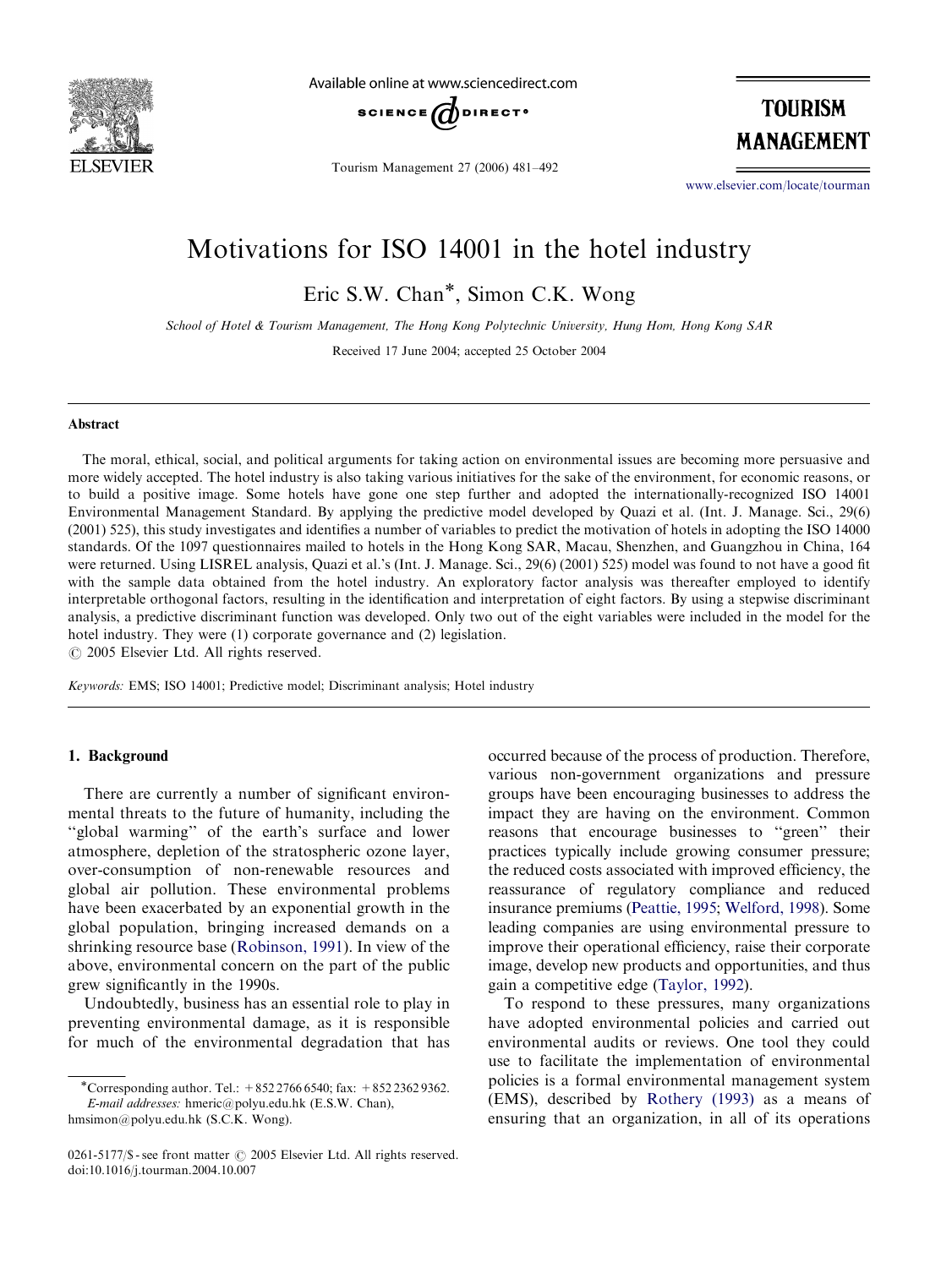# Motivations for ISO 14001 in the hotel industry

Eric S.W. Chan*, Simon C.K. Wong

*School of Hotel & Tourism Management, The Hong Kong Polytechnic University, Hung Hom, Hong Kong SAR*

Received 17 June 2004; accepted 25 October 2004

## Abstract

The moral, ethical, social, and political arguments for taking action on environmental issues are becoming more persuasive and more widely accepted. The hotel industry is also taking various initiatives for the sake of the environment, for economic reasons, or to build a positive image. Some hotels have gone one step further and adopted the internationally-recognized ISO 14001 Environmental Management Standard. By applying the predictive model developed by Quazi et al. (Int. J. Manage. Sci., 29(6) (2001) 525), this study investigates and identifies a number of variables to predict the motivation of hotels in adopting the ISO 14000 standards. Of the 1097 questionnaires mailed to hotels in the Hong Kong SAR, Macau, Shenzhen, and Guangzhou in China, 164 were returned. Using LISREL analysis, Quazi et al.'s (Int. J. Manage. Sci., 29(6) (2001) 525) model was found to not have a good fit with the sample data obtained from the hotel industry. An exploratory factor analysis was thereafter employed to identify interpretable orthogonal factors, resulting in the identification and interpretation of eight factors. By using a stepwise discriminant analysis, a predictive discriminant function was developed. Only two out of the eight variables were included in the model for the hotel industry. They were (1) corporate governance and (2) legislation.

© 2005 Elsevier Ltd. All rights reserved.

*Keywords:* EMS; ISO 14001; Predictive model; Discriminant analysis; Hotel industry

## 1. Background

There are currently a number of significant environmental threats to the future of humanity, including the "global warming" of the earth's surface and lower atmosphere, depletion of the stratospheric ozone layer, over-consumption of non-renewable resources and global air pollution. These environmental problems have been exacerbated by an exponential growth in the global population, bringing increased demands on a shrinking resource base (Robinson, 1991). In view of the above, environmental concern on the part of the public grew significantly in the 1990s.

Undoubtedly, business has an essential role to play in preventing environmental damage, as it is responsible for much of the environmental degradation that has occurred because of the process of production. Therefore, various non-government organizations and pressure groups have been encouraging businesses to address the impact they are having on the environment. Common reasons that encourage businesses to "green" their practices typically include growing consumer pressure; the reduced costs associated with improved efficiency, the reassurance of regulatory compliance and reduced insurance premiums (Peattie, 1995; Welford, 1998). Some leading companies are using environmental pressure to improve their operational efficiency, raise their corporate image, develop new products and opportunities, and thus gain a competitive edge (Taylor, 1992).

To respond to these pressures, many organizations have adopted environmental policies and carried out environmental audits or reviews. One tool they could use to facilitate the implementation of environmental policies is a formal environmental management system (EMS), described by Rothery (1993) as a means of ensuring that an organization, in all of its operations

*Corresponding author. Tel.: +852 2766 6540; fax: +852 2362 9362.
*E-mail addresses:* hmeric@polyu.edu.hk (E.S.W. Chan), hmsimon@polyu.edu.hk (S.C.K. Wong).

0261-5177/$ - see front matter © 2005 Elsevier Ltd. All rights reserved.
doi:10.1016/j.tourman.2004.10.007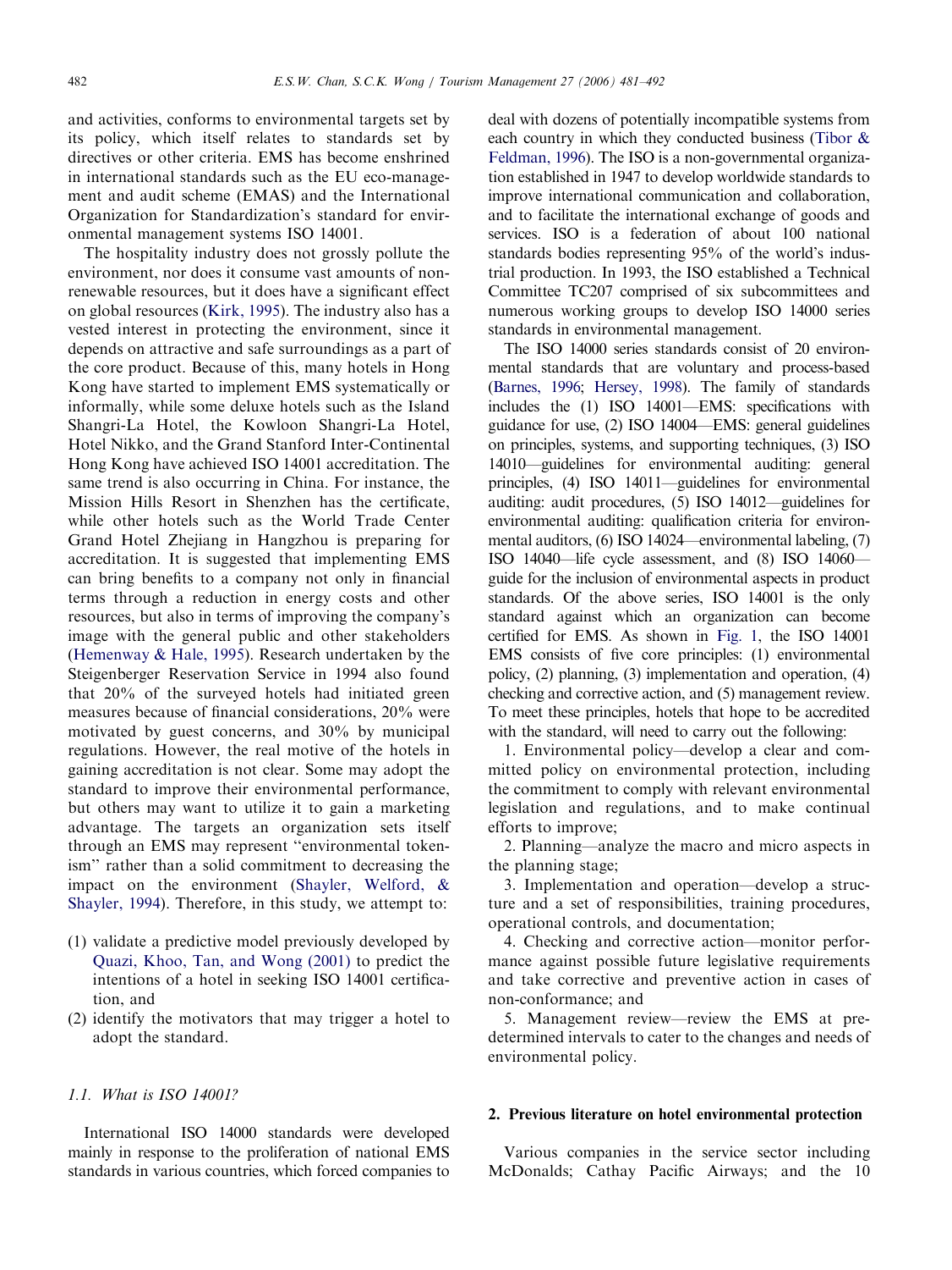and activities, conforms to environmental targets set by its policy, which itself relates to standards set by directives or other criteria. EMS has become enshrined in international standards such as the EU eco-management and audit scheme (EMAS) and the International Organization for Standardization's standard for environmental management systems ISO 14001.

The hospitality industry does not grossly pollute the environment, nor does it consume vast amounts of non-renewable resources, but it does have a significant effect on global resources (Kirk, 1995). The industry also has a vested interest in protecting the environment, since it depends on attractive and safe surroundings as a part of the core product. Because of this, many hotels in Hong Kong have started to implement EMS systematically or informally, while some deluxe hotels such as the Island Shangri-La Hotel, the Kowloon Shangri-La Hotel, Hotel Nikko, and the Grand Stanford Inter-Continental Hong Kong have achieved ISO 14001 accreditation. The same trend is also occurring in China. For instance, the Mission Hills Resort in Shenzhen has the certificate, while other hotels such as the World Trade Center Grand Hotel Zhejiang in Hangzhou is preparing for accreditation. It is suggested that implementing EMS can bring benefits to a company not only in financial terms through a reduction in energy costs and other resources, but also in terms of improving the company's image with the general public and other stakeholders (Hemenway & Hale, 1995). Research undertaken by the Steigenberger Reservation Service in 1994 also found that 20% of the surveyed hotels had initiated green measures because of financial considerations, 20% were motivated by guest concerns, and 30% by municipal regulations. However, the real motive of the hotels in gaining accreditation is not clear. Some may adopt the standard to improve their environmental performance, but others may want to utilize it to gain a marketing advantage. The targets an organization sets itself through an EMS may represent "environmental tokenism" rather than a solid commitment to decreasing the impact on the environment (Shayler, Welford, & Shayler, 1994). Therefore, in this study, we attempt to:

(1) validate a predictive model previously developed by Quazi, Khoo, Tan, and Wong (2001) to predict the intentions of a hotel in seeking ISO 14001 certification, and
(2) identify the motivators that may trigger a hotel to adopt the standard.

### 1.1. What is ISO 14001?

International ISO 14000 standards were developed mainly in response to the proliferation of national EMS standards in various countries, which forced companies to deal with dozens of potentially incompatible systems from each country in which they conducted business (Tibor & Feldman, 1996). The ISO is a non-governmental organization established in 1947 to develop worldwide standards to improve international communication and collaboration, and to facilitate the international exchange of goods and services. ISO is a federation of about 100 national standards bodies representing 95% of the world's industrial production. In 1993, the ISO established a Technical Committee TC207 comprised of six subcommittees and numerous working groups to develop ISO 14000 series standards in environmental management.

The ISO 14000 series standards consist of 20 environmental standards that are voluntary and process-based (Barnes, 1996; Hersey, 1998). The family of standards includes the (1) ISO 14001—EMS: specifications with guidance for use, (2) ISO 14004—EMS: general guidelines on principles, systems, and supporting techniques, (3) ISO 14010—guidelines for environmental auditing: general principles, (4) ISO 14011—guidelines for environmental auditing: audit procedures, (5) ISO 14012—guidelines for environmental auditing: qualification criteria for environmental auditors, (6) ISO 14024—environmental labeling, (7) ISO 14040—life cycle assessment, and (8) ISO 14060—guide for the inclusion of environmental aspects in product standards. Of the above series, ISO 14001 is the only standard against which an organization can become certified for EMS. As shown in Fig. 1, the ISO 14001 EMS consists of five core principles: (1) environmental policy, (2) planning, (3) implementation and operation, (4) checking and corrective action, and (5) management review. To meet these principles, hotels that hope to be accredited with the standard, will need to carry out the following:

1. Environmental policy—develop a clear and committed policy on environmental protection, including the commitment to comply with relevant environmental legislation and regulations, and to make continual efforts to improve;
2. Planning—analyze the macro and micro aspects in the planning stage;
3. Implementation and operation—develop a structure and a set of responsibilities, training procedures, operational controls, and documentation;
4. Checking and corrective action—monitor performance against possible future legislative requirements and take corrective and preventive action in cases of non-conformance; and
5. Management review—review the EMS at predetermined intervals to cater to the changes and needs of environmental policy.

## 2. Previous literature on hotel environmental protection

Various companies in the service sector including McDonalds; Cathay Pacific Airways; and the 10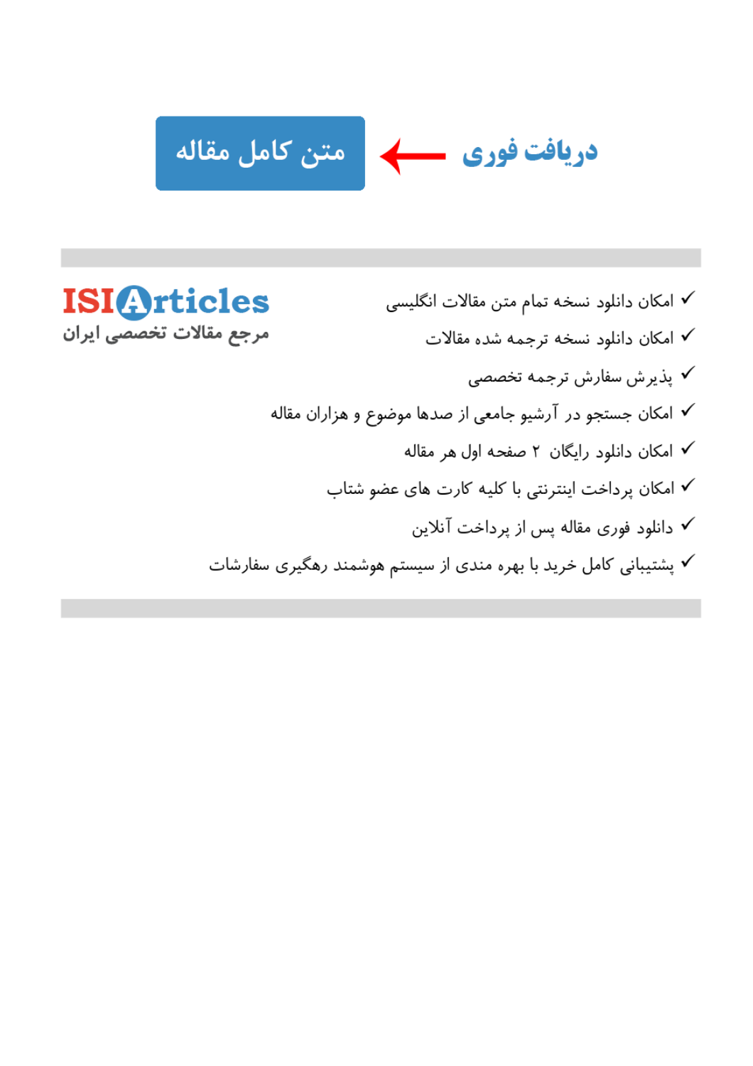دریافت فوری ← متن کامل مقاله

**ISIArticles**
مرجع مقالات تخصصی ایران

- ✓ امکان دانلود نسخه تمام متن مقالات انگلیسی
- ✓ امکان دانلود نسخه ترجمه شده مقالات
- ✓ پذیرش سفارش ترجمه تخصصی
- ✓ امکان جستجو در آرشیو جامعی از صدها موضوع و هزاران مقاله
- ✓ امکان دانلود رایگان ۲ صفحه اول هر مقاله
- ✓ امکان پرداخت اینترنتی با کلیه کارت های عضو شتاب
- ✓ دانلود فوری مقاله پس از پرداخت آنلاین
- ✓ پشتیبانی کامل خرید با بهره مندی از سیستم هوشمند رهگیری سفارشات